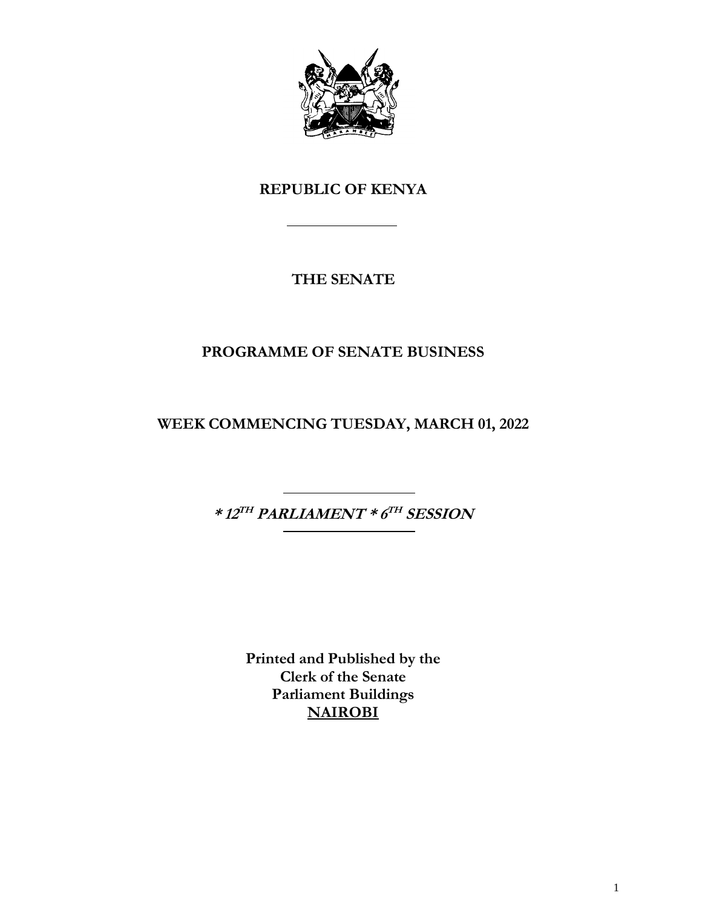# REPUBLIC OF KENYA

---

## THE SENATE

## PROGRAMME OF SENATE BUSINESS

## WEEK COMMENCING TUESDAY, MARCH 01, 2022

---

***\* 12TH PARLIAMENT \* 6TH SESSION***

---

**Printed and Published by the**
**Clerk of the Senate**
**Parliament Buildings**
**NAIROBI**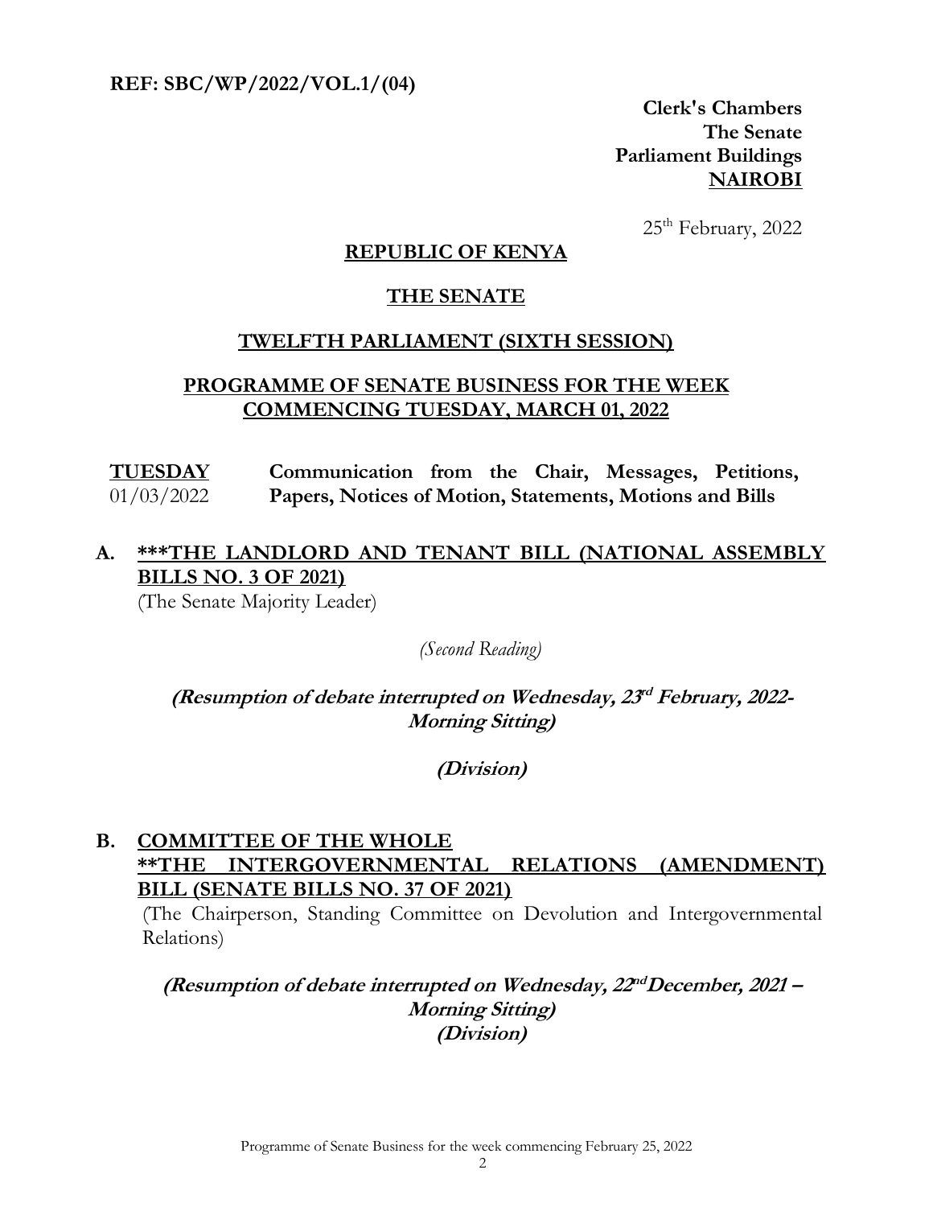**REF: SBC/WP/2022/VOL.1/(04)**

**Clerk's Chambers**
**The Senate**
**Parliament Buildings**
**NAIROBI**

25th February, 2022

## REPUBLIC OF KENYA

## THE SENATE

## TWELFTH PARLIAMENT (SIXTH SESSION)

## PROGRAMME OF SENATE BUSINESS FOR THE WEEK COMMENCING TUESDAY, MARCH 01, 2022

**TUESDAY** 01/03/2022 — **Communication from the Chair, Messages, Petitions, Papers, Notices of Motion, Statements, Motions and Bills**

**A. ***THE LANDLORD AND TENANT BILL (NATIONAL ASSEMBLY BILLS NO. 3 OF 2021)**

(The Senate Majority Leader)

*(Second Reading)*

***(Resumption of debate interrupted on Wednesday, 23rd February, 2022- Morning Sitting)***

***(Division)***

**B. COMMITTEE OF THE WHOLE**
****THE INTERGOVERNMENTAL RELATIONS (AMENDMENT) BILL (SENATE BILLS NO. 37 OF 2021)**

(The Chairperson, Standing Committee on Devolution and Intergovernmental Relations)

***(Resumption of debate interrupted on Wednesday, 22nd December, 2021 – Morning Sitting)***
***(Division)***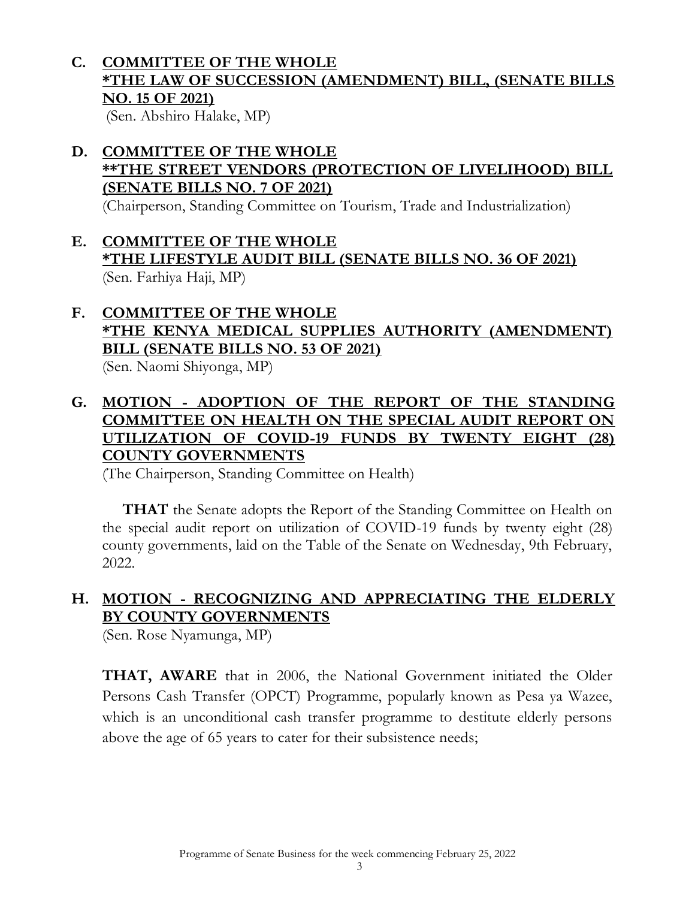**C. <u>COMMITTEE OF THE WHOLE</u>**
**<u>*THE LAW OF SUCCESSION (AMENDMENT) BILL, (SENATE BILLS NO. 15 OF 2021)</u>**
(Sen. Abshiro Halake, MP)

**D. <u>COMMITTEE OF THE WHOLE</u>**
**<u>**THE STREET VENDORS (PROTECTION OF LIVELIHOOD) BILL (SENATE BILLS NO. 7 OF 2021)</u>**
(Chairperson, Standing Committee on Tourism, Trade and Industrialization)

**E. <u>COMMITTEE OF THE WHOLE</u>**
**<u>*THE LIFESTYLE AUDIT BILL (SENATE BILLS NO. 36 OF 2021)</u>**
(Sen. Farhiya Haji, MP)

**F. <u>COMMITTEE OF THE WHOLE</u>**
**<u>*THE KENYA MEDICAL SUPPLIES AUTHORITY (AMENDMENT) BILL (SENATE BILLS NO. 53 OF 2021)</u>**
(Sen. Naomi Shiyonga, MP)

**G. <u>MOTION - ADOPTION OF THE REPORT OF THE STANDING COMMITTEE ON HEALTH ON THE SPECIAL AUDIT REPORT ON UTILIZATION OF COVID-19 FUNDS BY TWENTY EIGHT (28) COUNTY GOVERNMENTS</u>**
(The Chairperson, Standing Committee on Health)

**THAT** the Senate adopts the Report of the Standing Committee on Health on the special audit report on utilization of COVID-19 funds by twenty eight (28) county governments, laid on the Table of the Senate on Wednesday, 9th February, 2022.

**H. <u>MOTION - RECOGNIZING AND APPRECIATING THE ELDERLY BY COUNTY GOVERNMENTS</u>**
(Sen. Rose Nyamunga, MP)

**THAT, AWARE** that in 2006, the National Government initiated the Older Persons Cash Transfer (OPCT) Programme, popularly known as Pesa ya Wazee, which is an unconditional cash transfer programme to destitute elderly persons above the age of 65 years to cater for their subsistence needs;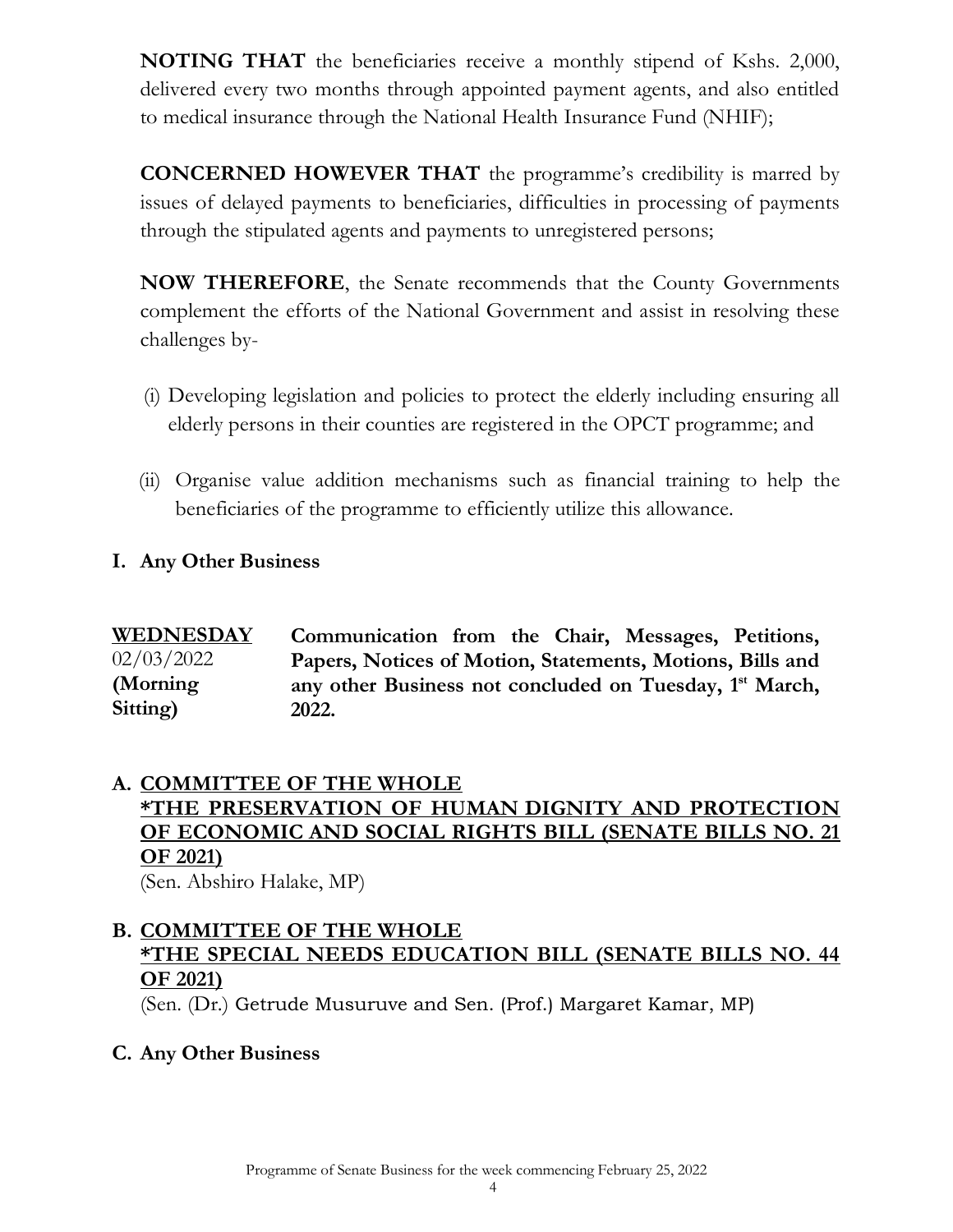**NOTING THAT** the beneficiaries receive a monthly stipend of Kshs. 2,000, delivered every two months through appointed payment agents, and also entitled to medical insurance through the National Health Insurance Fund (NHIF);

**CONCERNED HOWEVER THAT** the programme's credibility is marred by issues of delayed payments to beneficiaries, difficulties in processing of payments through the stipulated agents and payments to unregistered persons;

**NOW THEREFORE**, the Senate recommends that the County Governments complement the efforts of the National Government and assist in resolving these challenges by-

(i) Developing legislation and policies to protect the elderly including ensuring all elderly persons in their counties are registered in the OPCT programme; and

(ii) Organise value addition mechanisms such as financial training to help the beneficiaries of the programme to efficiently utilize this allowance.

**I. Any Other Business**

| **WEDNESDAY** 02/03/2022 **(Morning Sitting)** | **Communication from the Chair, Messages, Petitions, Papers, Notices of Motion, Statements, Motions, Bills and any other Business not concluded on Tuesday, 1st March, 2022.** |
|---|---|

**A. COMMITTEE OF THE WHOLE**
**\*THE PRESERVATION OF HUMAN DIGNITY AND PROTECTION OF ECONOMIC AND SOCIAL RIGHTS BILL (SENATE BILLS NO. 21 OF 2021)**
(Sen. Abshiro Halake, MP)

**B. COMMITTEE OF THE WHOLE**
**\*THE SPECIAL NEEDS EDUCATION BILL (SENATE BILLS NO. 44 OF 2021)**
(Sen. (Dr.) Getrude Musuruve and Sen. (Prof.) Margaret Kamar, MP)

**C. Any Other Business**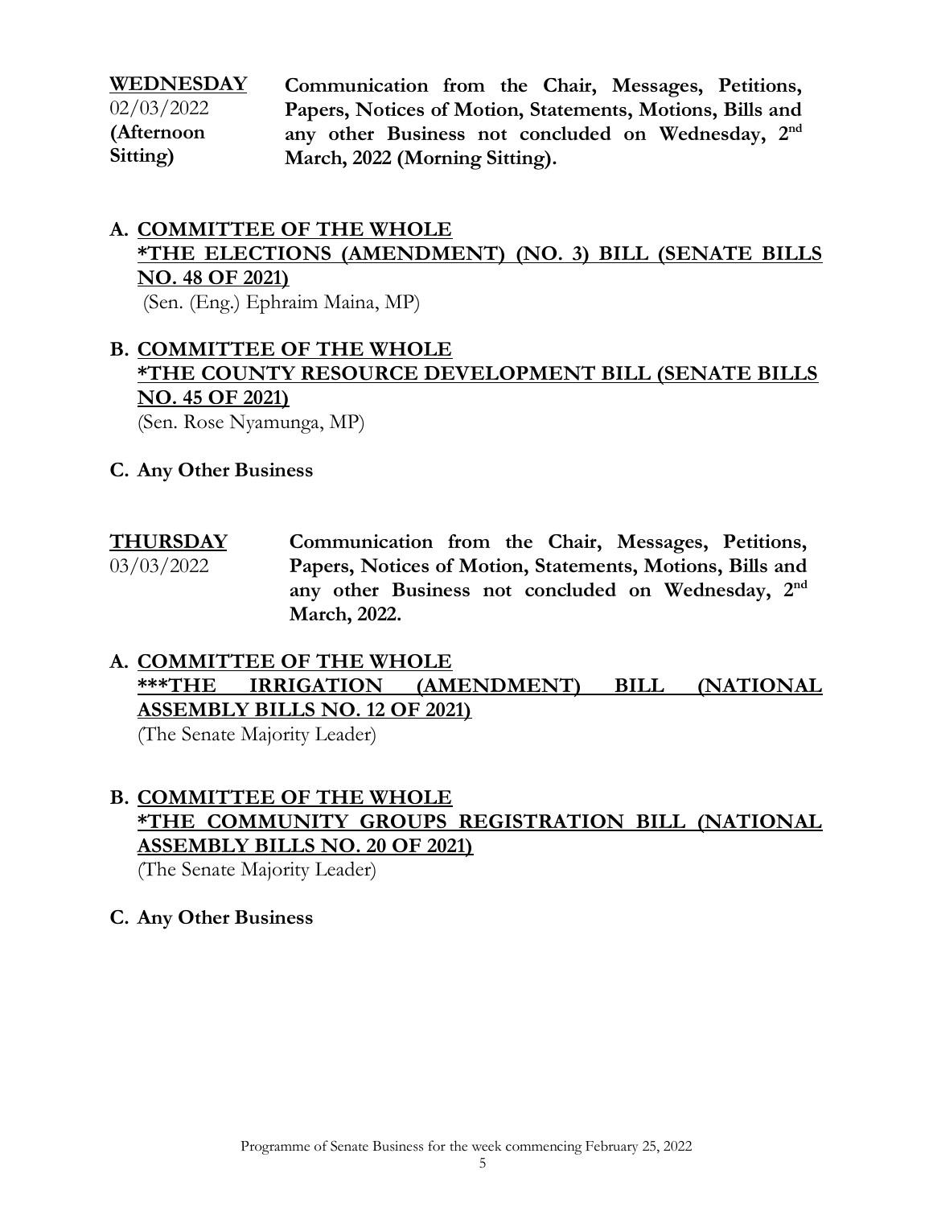**WEDNESDAY** 02/03/2022 **(Afternoon Sitting)**

**Communication from the Chair, Messages, Petitions, Papers, Notices of Motion, Statements, Motions, Bills and any other Business not concluded on Wednesday, 2nd March, 2022 (Morning Sitting).**

**A. COMMITTEE OF THE WHOLE**
**\*THE ELECTIONS (AMENDMENT) (NO. 3) BILL (SENATE BILLS NO. 48 OF 2021)**
(Sen. (Eng.) Ephraim Maina, MP)

**B. COMMITTEE OF THE WHOLE**
**\*THE COUNTY RESOURCE DEVELOPMENT BILL (SENATE BILLS NO. 45 OF 2021)**
(Sen. Rose Nyamunga, MP)

**C. Any Other Business**

**THURSDAY** 03/03/2022

**Communication from the Chair, Messages, Petitions, Papers, Notices of Motion, Statements, Motions, Bills and any other Business not concluded on Wednesday, 2nd March, 2022.**

**A. COMMITTEE OF THE WHOLE**
**\*\*\*THE IRRIGATION (AMENDMENT) BILL (NATIONAL ASSEMBLY BILLS NO. 12 OF 2021)**
(The Senate Majority Leader)

**B. COMMITTEE OF THE WHOLE**
**\*THE COMMUNITY GROUPS REGISTRATION BILL (NATIONAL ASSEMBLY BILLS NO. 20 OF 2021)**
(The Senate Majority Leader)

**C. Any Other Business**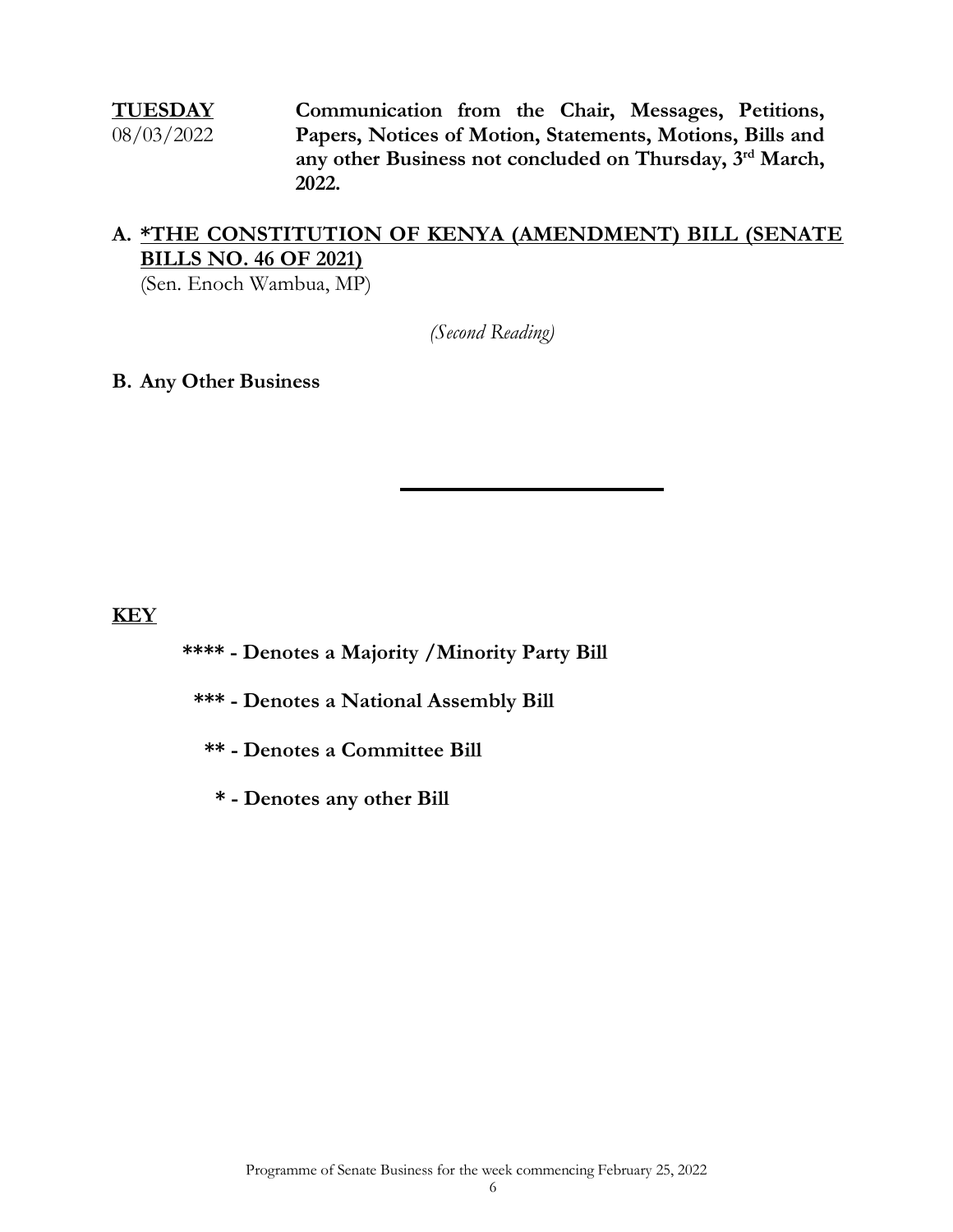**TUESDAY**
08/03/2022

**Communication from the Chair, Messages, Petitions, Papers, Notices of Motion, Statements, Motions, Bills and any other Business not concluded on Thursday, 3rd March, 2022.**

**A. *THE CONSTITUTION OF KENYA (AMENDMENT) BILL (SENATE BILLS NO. 46 OF 2021)**
(Sen. Enoch Wambua, MP)

*(Second Reading)*

**B. Any Other Business**

---

**KEY**

**\*\*\*\* - Denotes a Majority /Minority Party Bill**

**\*\*\* - Denotes a National Assembly Bill**

**\*\* - Denotes a Committee Bill**

**\* - Denotes any other Bill**